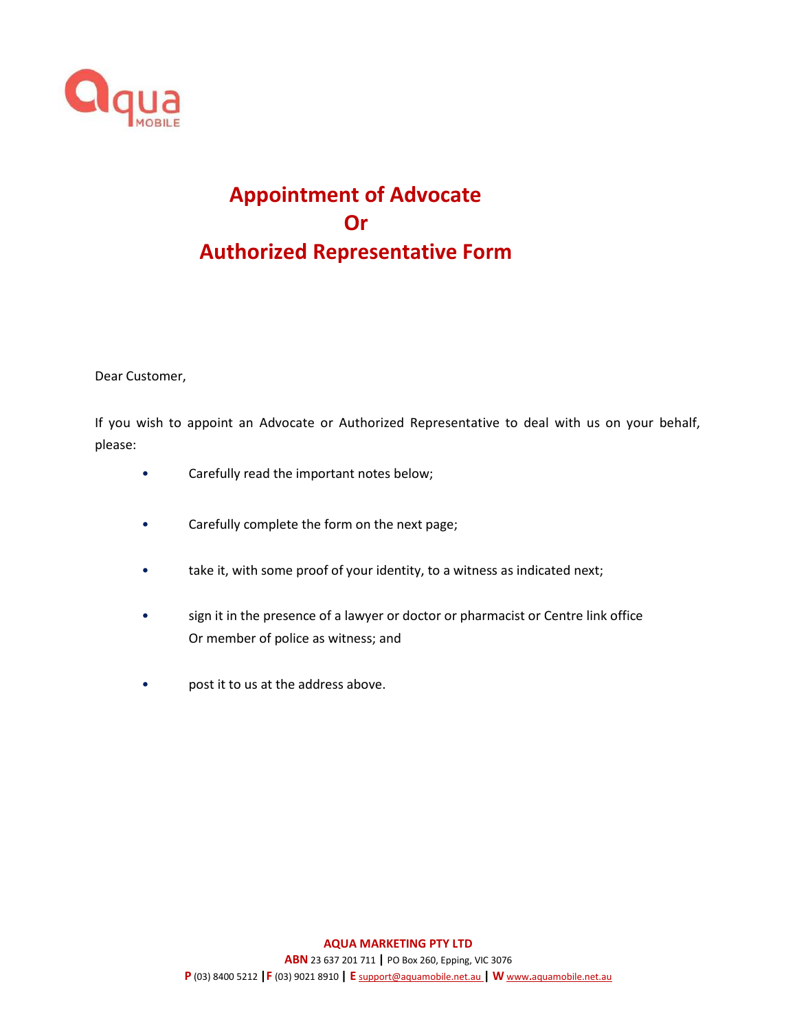# Appointment of Advocate Or Authorized Representative Form

Dear Customer,

If you wish to appoint an Advocate or Authorized Representative to deal with us on your behalf, please:

- Carefully read the important notes below;
- Carefully complete the form on the next page;
- take it, with some proof of your identity, to a witness as indicated next;
- sign it in the presence of a lawyer or doctor or pharmacist or Centre link office Or member of police as witness; and
- post it to us at the address above.

**AQUA MARKETING PTY LTD**

**ABN** 23 637 201 711 | PO Box 260, Epping, VIC 3076

**P** (03) 8400 5212 | **F** (03) 9021 8910 | **E** support@aquamobile.net.au | **W** www.aquamobile.net.au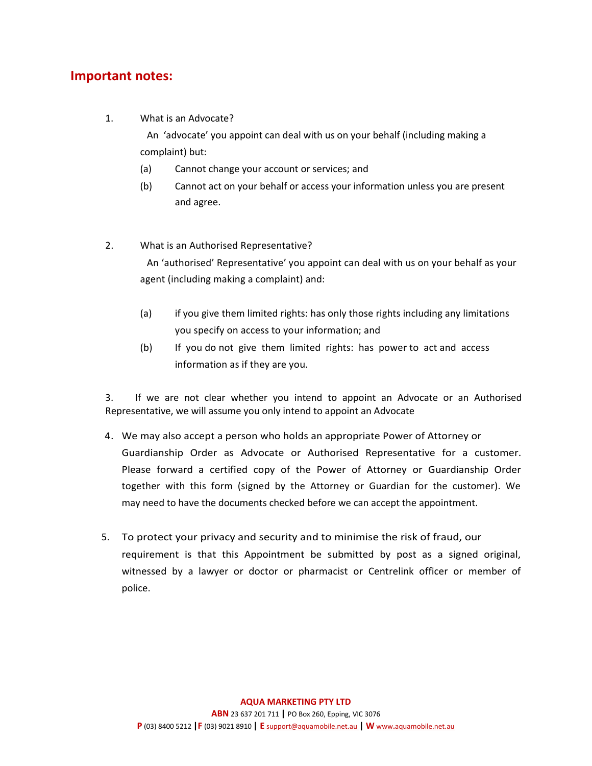## Important notes:

1. What is an Advocate?

   An 'advocate' you appoint can deal with us on your behalf (including making a complaint) but:

   (a) Cannot change your account or services; and

   (b) Cannot act on your behalf or access your information unless you are present and agree.

2. What is an Authorised Representative?

   An 'authorised' Representative' you appoint can deal with us on your behalf as your agent (including making a complaint) and:

   (a) if you give them limited rights: has only those rights including any limitations you specify on access to your information; and

   (b) If you do not give them limited rights: has power to act and access information as if they are you.

3. If we are not clear whether you intend to appoint an Advocate or an Authorised Representative, we will assume you only intend to appoint an Advocate

4. We may also accept a person who holds an appropriate Power of Attorney or Guardianship Order as Advocate or Authorised Representative for a customer. Please forward a certified copy of the Power of Attorney or Guardianship Order together with this form (signed by the Attorney or Guardian for the customer). We may need to have the documents checked before we can accept the appointment.

5. To protect your privacy and security and to minimise the risk of fraud, our requirement is that this Appointment be submitted by post as a signed original, witnessed by a lawyer or doctor or pharmacist or Centrelink officer or member of police.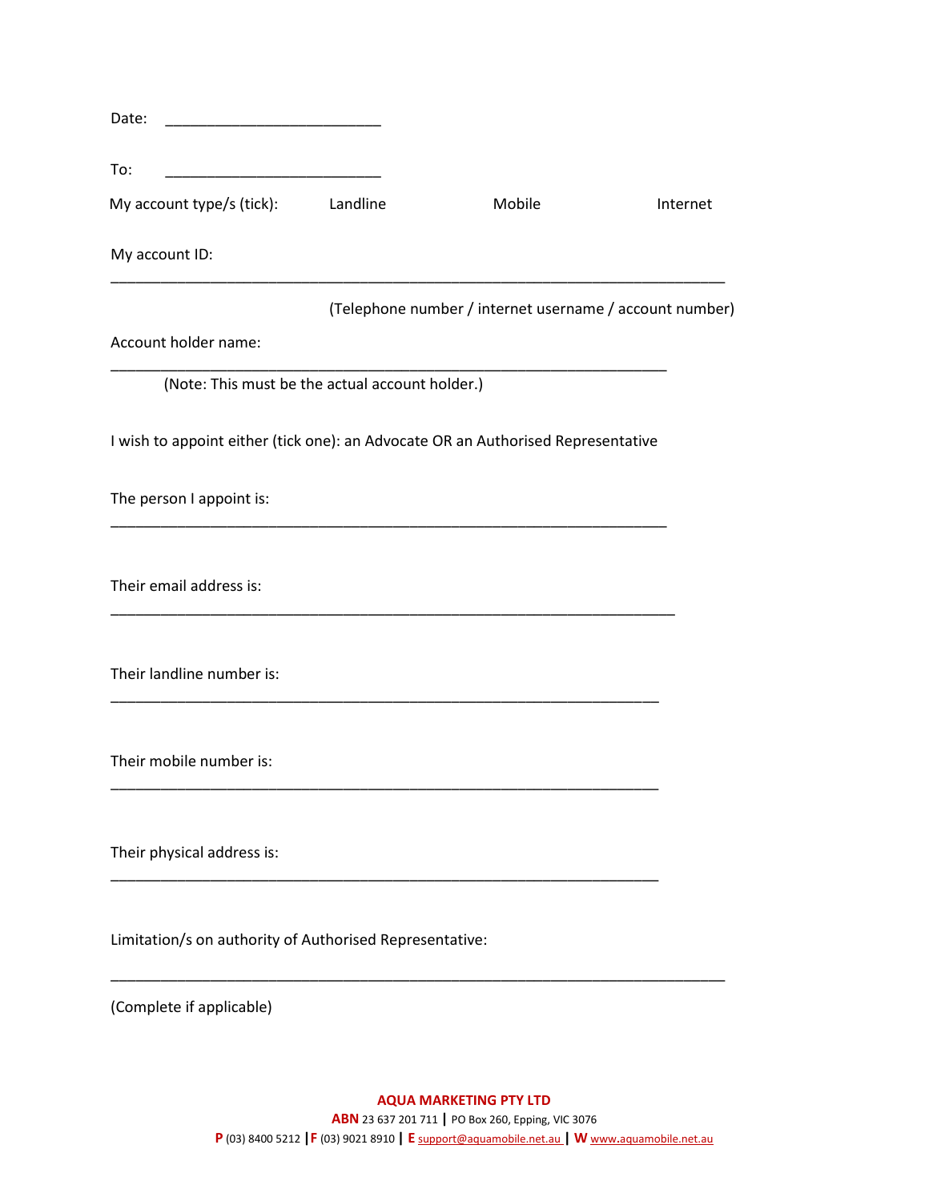Date: ___________________________

To: ___________________________

My account type/s (tick): Landline Mobile Internet

My account ID:

______________________________________________________________________________

(Telephone number / internet username / account number)

Account holder name:

_______________________________________________________________________

(Note: This must be the actual account holder.)

I wish to appoint either (tick one): an Advocate OR an Authorised Representative

The person I appoint is:

_______________________________________________________________________

Their email address is:

________________________________________________________________________

Their landline number is:

______________________________________________________________________

Their mobile number is:

______________________________________________________________________

Their physical address is:

______________________________________________________________________

Limitation/s on authority of Authorised Representative:

______________________________________________________________________________

(Complete if applicable)

**AQUA MARKETING PTY LTD**

**ABN** 23 637 201 711 | PO Box 260, Epping, VIC 3076

**P** (03) 8400 5212 | **F** (03) 9021 8910 | **E** support@aquamobile.net.au | **W** www.aquamobile.net.au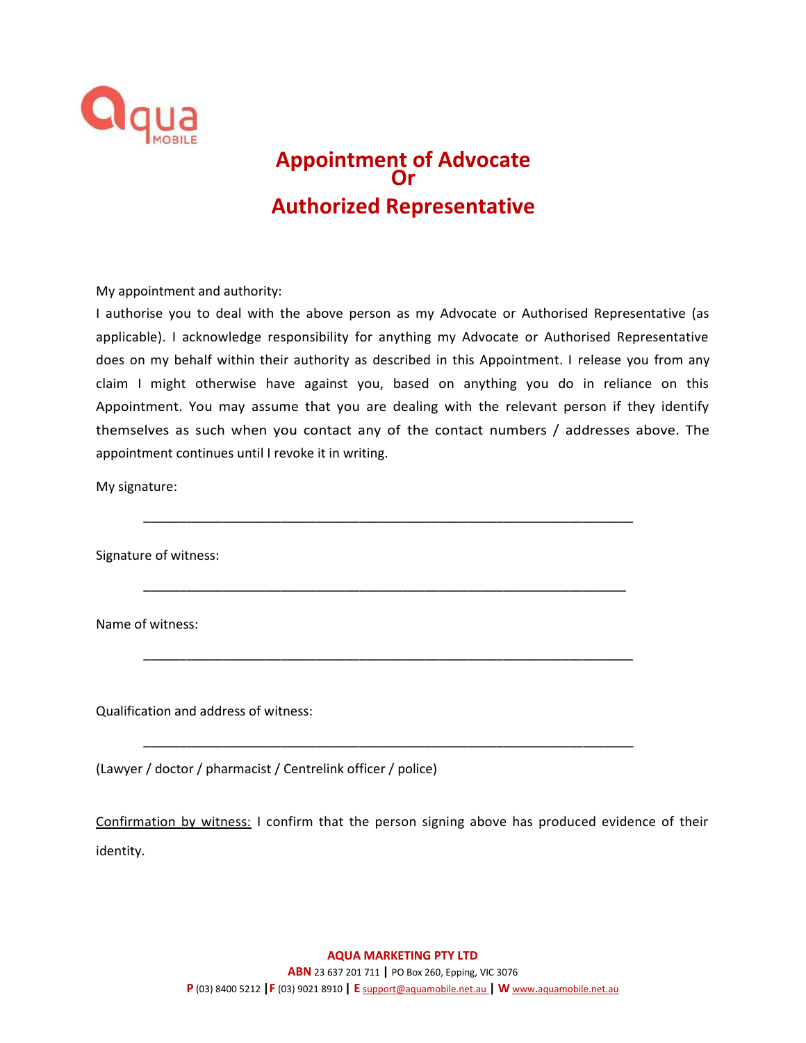Aqua MOBILE

# Appointment of Advocate Or Authorized Representative

My appointment and authority:

I authorise you to deal with the above person as my Advocate or Authorised Representative (as applicable). I acknowledge responsibility for anything my Advocate or Authorised Representative does on my behalf within their authority as described in this Appointment. I release you from any claim I might otherwise have against you, based on anything you do in reliance on this Appointment. You may assume that you are dealing with the relevant person if they identify themselves as such when you contact any of the contact numbers / addresses above. The appointment continues until I revoke it in writing.

My signature:

_______________________________________________________________

Signature of witness:

_______________________________________________________________

Name of witness:

_______________________________________________________________

Qualification and address of witness:

_______________________________________________________________

(Lawyer / doctor / pharmacist / Centrelink officer / police)

Confirmation by witness: I confirm that the person signing above has produced evidence of their identity.

**AQUA MARKETING PTY LTD**

**ABN** 23 637 201 711 | PO Box 260, Epping, VIC 3076

**P** (03) 8400 5212 | **F** (03) 9021 8910 | **E** support@aquamobile.net.au | **W** www.aquamobile.net.au